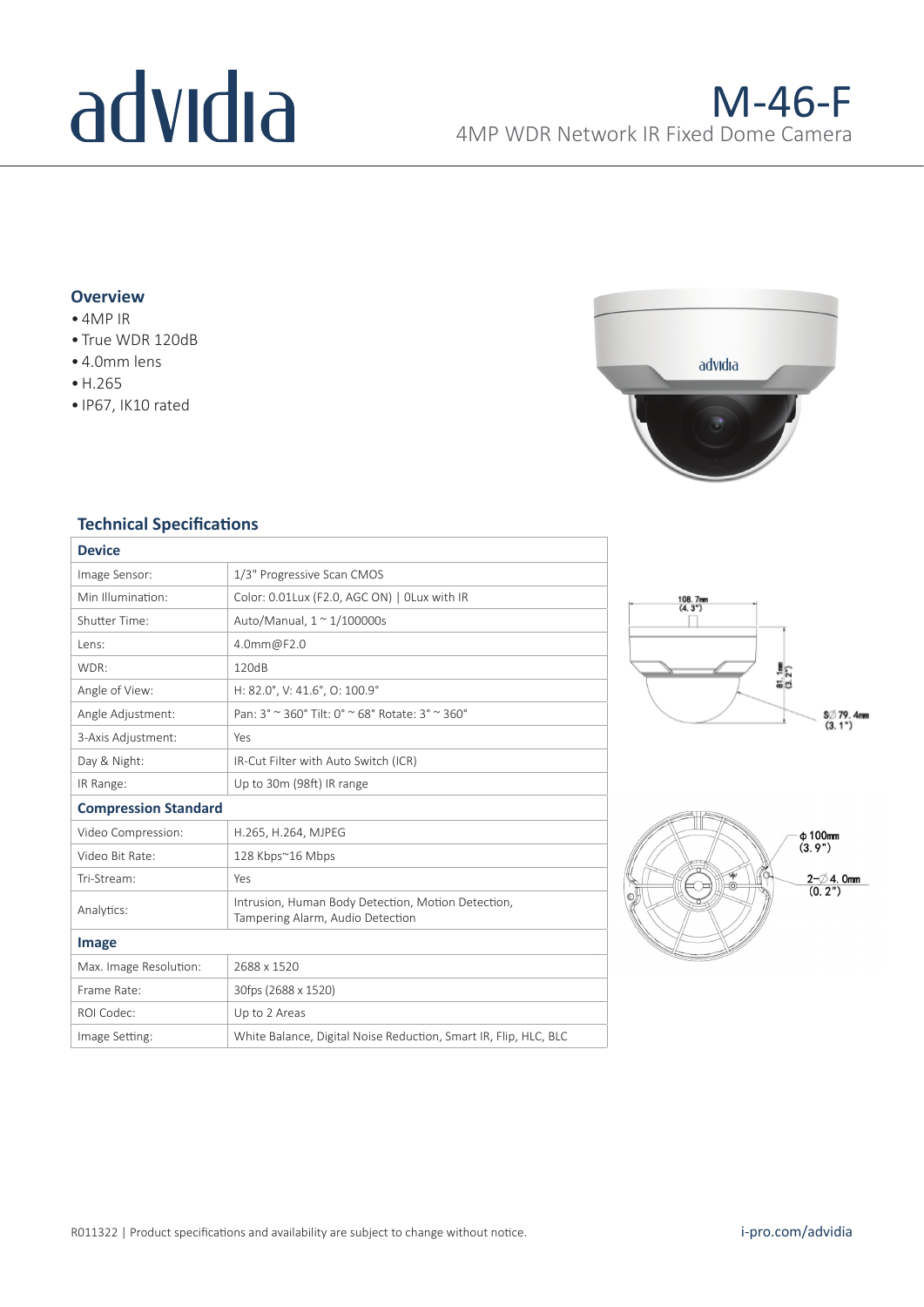# advidia

## M-46-F

4MP WDR Network IR Fixed Dome Camera

### Overview

- 4MP IR
- True WDR 120dB
- 4.0mm lens
- H.265
- IP67, IK10 rated

### Technical Specifications

| Device | |
|---|---|
| Image Sensor: | 1/3" Progressive Scan CMOS |
| Min Illumination: | Color: 0.01Lux (F2.0, AGC ON) \| 0Lux with IR |
| Shutter Time: | Auto/Manual, 1 ~ 1/100000s |
| Lens: | 4.0mm@F2.0 |
| WDR: | 120dB |
| Angle of View: | H: 82.0°, V: 41.6°, O: 100.9° |
| Angle Adjustment: | Pan: 3° ~ 360° Tilt: 0° ~ 68° Rotate: 3° ~ 360° |
| 3-Axis Adjustment: | Yes |
| Day & Night: | IR-Cut Filter with Auto Switch (ICR) |
| IR Range: | Up to 30m (98ft) IR range |
| **Compression Standard** | |
| Video Compression: | H.265, H.264, MJPEG |
| Video Bit Rate: | 128 Kbps~16 Mbps |
| Tri-Stream: | Yes |
| Analytics: | Intrusion, Human Body Detection, Motion Detection, Tampering Alarm, Audio Detection |
| **Image** | |
| Max. Image Resolution: | 2688 x 1520 |
| Frame Rate: | 30fps (2688 x 1520) |
| ROI Codec: | Up to 2 Areas |
| Image Setting: | White Balance, Digital Noise Reduction, Smart IR, Flip, HLC, BLC |

108.7mm (4.3")

81.1mm (3.2")

S∅ 79.4mm (3.1")

ϕ 100mm (3.9")

2-∅ 4.0mm (0.2")

R011322 | Product specifications and availability are subject to change without notice.

i-pro.com/advidia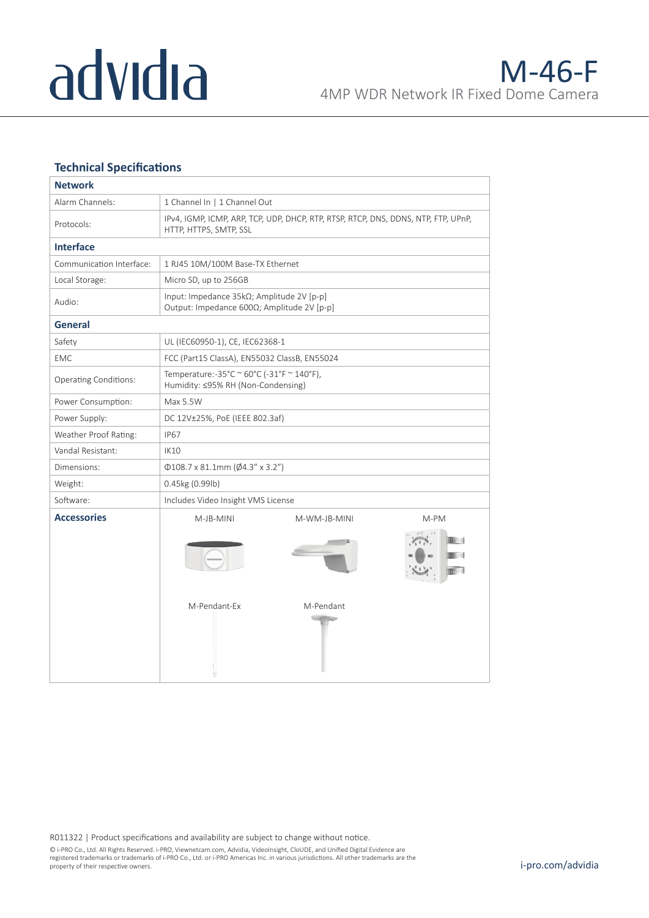# M-46-F

4MP WDR Network IR Fixed Dome Camera

## Technical Specifications

| | |
|---|---|
| **Network** | |
| Alarm Channels: | 1 Channel In \| 1 Channel Out |
| Protocols: | IPv4, IGMP, ICMP, ARP, TCP, UDP, DHCP, RTP, RTSP, RTCP, DNS, DDNS, NTP, FTP, UPnP, HTTP, HTTPS, SMTP, SSL |
| **Interface** | |
| Communication Interface: | 1 RJ45 10M/100M Base-TX Ethernet |
| Local Storage: | Micro SD, up to 256GB |
| Audio: | Input: Impedance 35kΩ; Amplitude 2V [p-p]<br>Output: Impedance 600Ω; Amplitude 2V [p-p] |
| **General** | |
| Safety | UL (IEC60950-1), CE, IEC62368-1 |
| EMC | FCC (Part15 ClassA), EN55032 ClassB, EN55024 |
| Operating Conditions: | Temperature:-35°C ~ 60°C (-31°F ~ 140°F),<br>Humidity: ≤95% RH (Non-Condensing) |
| Power Consumption: | Max 5.5W |
| Power Supply: | DC 12V±25%, PoE (IEEE 802.3af) |
| Weather Proof Rating: | IP67 |
| Vandal Resistant: | IK10 |
| Dimensions: | Φ108.7 x 81.1mm (Ø4.3" x 3.2") |
| Weight: | 0.45kg (0.99lb) |
| Software: | Includes Video Insight VMS License |
| **Accessories** | M-JB-MINI, M-WM-JB-MINI, M-PM, M-Pendant-Ex, M-Pendant |

R011322 | Product specifications and availability are subject to change without notice.

© i-PRO Co., Ltd. All Rights Reserved. i-PRO, Viewnetcam.com, Advidia, VideoInsight, CloUDE, and Unified Digital Evidence are registered trademarks or trademarks of i-PRO Co., Ltd. or i-PRO Americas Inc. in various jurisdictions. All other trademarks are the property of their respective owners.

i-pro.com/advidia